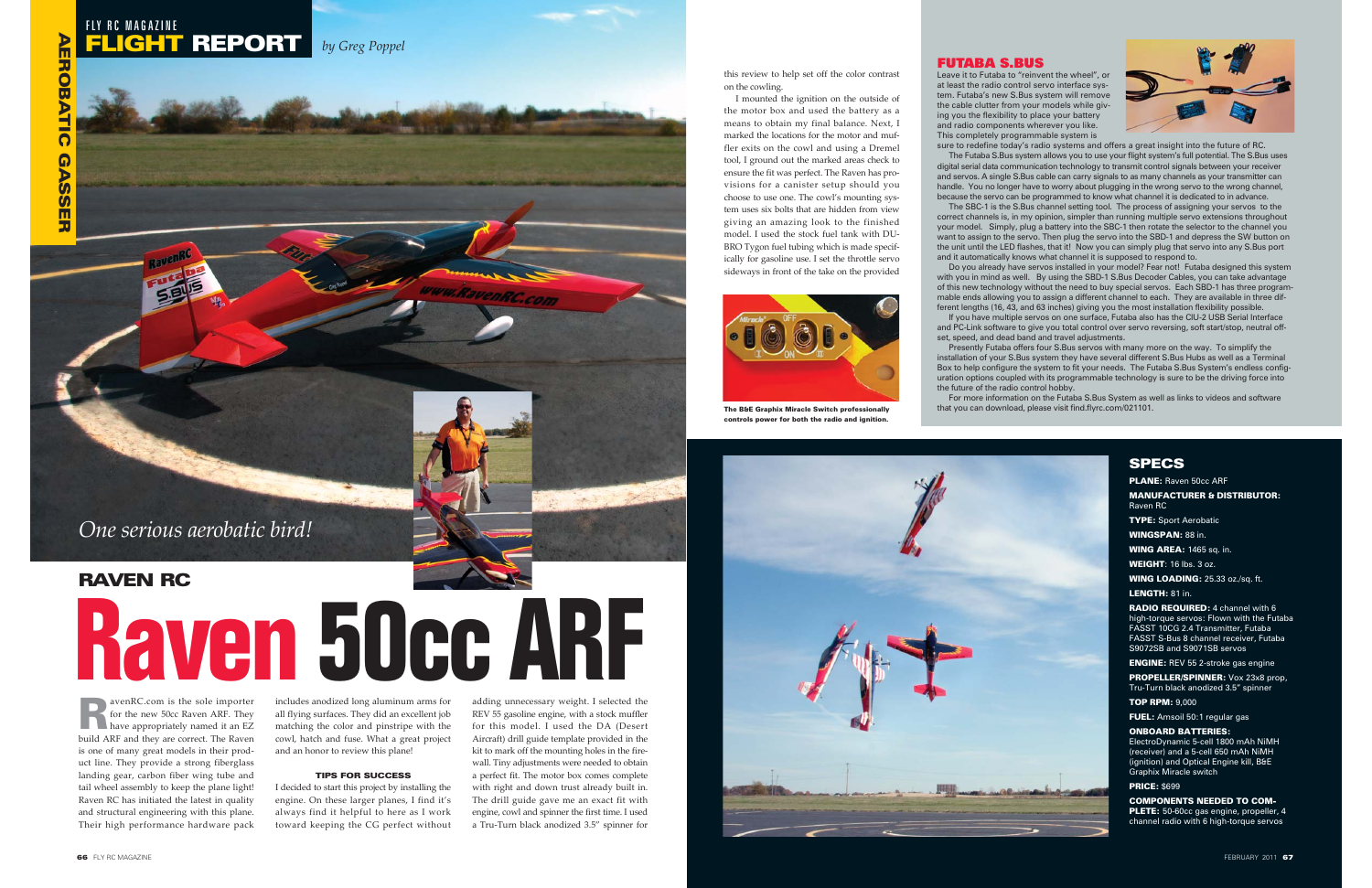# FLY RC MAGAZINE FLIGHT REPORT

**AEROBATIC GASSER**

*by Greg Poppel*

*One serious aerobatic bird!*

## RAVEN RC

# Raven 50cc ARF

RavenRC.com is the sole importer for the new 50cc Raven ARF. They have appropriately named it an EZ build ARF and they are correct. The Raven is one of many great models in their product line. They provide a strong fiberglass landing gear, carbon fiber wing tube and tail wheel assembly to keep the plane light! Raven RC has initiated the latest in quality and structural engineering with this plane. Their high performance hardware pack includes anodized long aluminum arms for all flying surfaces. They did an excellent job matching the color and pinstripe with the cowl, hatch and fuse. What a great project and an honor to review this plane!

### TIPS FOR SUCCESS

I decided to start this project by installing the engine. On these larger planes, I find it's always helpful to here as I work toward keeping the CG perfect without adding unnecessary weight. I selected the REV 55 gasoline engine, with a stock muffler for this model. I used the DA (Desert Aircraft) drill guide template provided in the kit to mark off the mounting holes in the firewall. Tiny adjustments were needed to obtain a perfect fit. The motor box comes complete with right and down trust already built in. The drill guide gave me an exact fit with engine, cowl and spinner the first time. I used a Tru-Turn black anodized 3.5" spinner for this review to help set off the color contrast on the cowling.

I mounted the ignition on the outside of the motor box and used the battery as a means to obtain my final balance. Next, I marked the locations for the motor and muffler exits on the cowl and using a Dremel tool, I ground out the marked areas check to ensure the fit was perfect. The Raven has provisions for a canister setup should you choose to use one. The cowl's mounting system uses six bolts that are hidden from view giving an amazing look to the finished model. I used the stock fuel tank with DU-BRO Tygon fuel tubing which is made specifically for gasoline use. I set the throttle servo sideways in front of the take on the provided

**The B&E Graphix Miracle Switch professionally controls power for both the radio and ignition.**

## FUTABA S.BUS

Leave it to Futaba to "reinvent the wheel", or at least the radio control servo interface system. Futaba's new S.Bus system will remove the cable clutter from your models while giving you the flexibility to place your battery and radio components wherever you like. This completely programmable system is sure to redefine today's radio systems and offers a great insight into the future of RC.

The Futaba S.Bus system allows you to use your flight system's full potential. The S.Bus uses digital serial data communication technology to transmit control signals between your receiver and servos. A single S.Bus cable can carry signals to as many channels as your transmitter can handle. You no longer have to worry about plugging in the wrong servo to the wrong channel, because the servo can be programmed to know what channel it is dedicated to in advance.

The SBC-1 is the S.Bus channel setting tool. The process of assigning your servos to the correct channels is, in my opinion, simpler than running multiple servo extensions throughout your model. Simply, plug a battery into the SBC-1 then rotate the selector to the channel you want to assign to the servo. Then plug the servo into the SBD-1 and depress the SW button on the unit until the LED flashes, that it! Now you can simply plug that servo into any S.Bus port and it automatically knows what channel it is supposed to respond to.

Do you already have servos installed in your model? Fear not! Futaba designed this system with you in mind as well. By using the SBD-1 S.Bus Decoder Cables, you can take advantage of this new technology without the need to buy special servos. Each SBD-1 has three programmable ends allowing you to assign a different channel to each. They are available in three different lengths (16, 43, and 63 inches) giving you the most installation flexibility possible.

If you have multiple servos on one surface, Futaba also has the CIU-2 USB Serial Interface and PC-Link software to give you total control over servo reversing, soft start/stop, neutral offset, speed, and dead band and travel adjustments.

Presently Futaba offers four S.Bus servos with many more on the way. To simplify the installation of your S.Bus system they have several different S.Bus Hubs as well as a Terminal Box to help configure the system to fit your needs. The Futaba S.Bus System's endless configuration options coupled with its programmable technology is sure to be the driving force into the future of the radio control hobby.

For more information on the Futaba S.Bus System as well as links to videos and software that you can download, please visit find.flyrc.com/021101.

## SPECS

**PLANE:** Raven 50cc ARF

**MANUFACTURER & DISTRIBUTOR:** Raven RC

**TYPE:** Sport Aerobatic

**WINGSPAN:** 88 in.

**WING AREA:** 1465 sq. in.

**WEIGHT:** 16 lbs. 3 oz.

**WING LOADING:** 25.33 oz./sq. ft.

**LENGTH:** 81 in.

**RADIO REQUIRED:** 4 channel with 6 high-torque servos: Flown with the Futaba FASST 10CG 2.4 Transmitter, Futaba FASST S-Bus 8 channel receiver, Futaba S9072SB and S9071SB servos

**ENGINE:** REV 55 2-stroke gas engine

**PROPELLER/SPINNER:** Vox 23x8 prop, Tru-Turn black anodized 3.5" spinner

**TOP RPM:** 9,000

**FUEL:** Amsoil 50:1 regular gas

**ONBOARD BATTERIES:** ElectroDynamic 5-cell 1800 mAh NiMH (receiver) and a 5-cell 650 mAh NiMH (ignition) and Optical Engine kill, B&E Graphix Miracle switch

**PRICE:** $699

**COMPONENTS NEEDED TO COMPLETE:** 50-60cc gas engine, propeller, 4 channel radio with 6 high-torque servos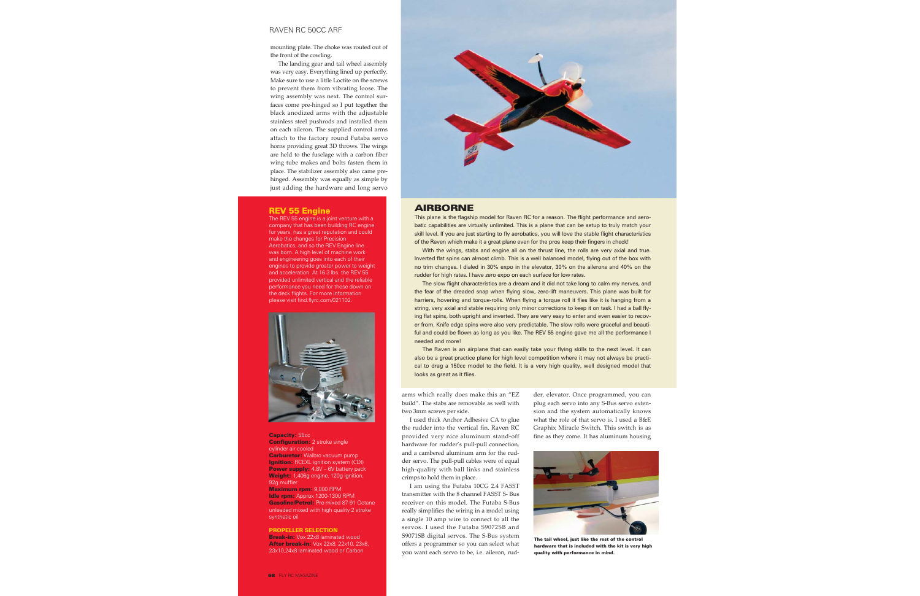mounting plate. The choke was routed out of the front of the cowling.

The landing gear and tail wheel assembly was very easy. Everything lined up perfectly. Make sure to use a little Loctite on the screws to prevent them from vibrating loose. The wing assembly was next. The control surfaces come pre-hinged so I put together the black anodized arms with the adjustable stainless steel pushrods and installed them on each aileron. The supplied control arms attach to the factory round Futaba servo horns providing great 3D throws. The wings are held to the fuselage with a carbon fiber wing tube makes and bolts fasten them in place. The stabilizer assembly also came pre-hinged. Assembly was equally as simple by just adding the hardware and long servo arms which really does make this an "EZ build". The stabs are removable as well with two 3mm screws per side.

I used thick Anchor Adhesive CA to glue the rudder into the vertical fin. Raven RC provided very nice aluminum stand-off hardware for rudder's pull-pull connection, and a cambered aluminum arm for the rudder servo. The pull-pull cables were of equal high-quality with ball links and stainless crimps to hold them in place.

I am using the Futaba 10CG 2.4 FASST transmitter with the 8 channel FASST S- Bus receiver on this model. The Futaba S-Bus really simplifies the wiring in a model using a single 10 amp wire to connect to all the servos. I used the Futaba S9072SB and S9071SB digital servos. The S-Bus system offers a programmer so you can select what you want each servo to be, i.e. aileron, rudder, elevator. Once programmed, you can plug each servo into any S-Bus servo extension and the system automatically knows what the role of that servo is. I used a B&E Graphix Miracle Switch. This switch is as fine as they come. It has aluminum housing

The tail wheel, just like the rest of the control hardware that is included with the kit is very high quality with performance in mind.

## AIRBORNE

This plane is the flagship model for Raven RC for a reason. The flight performance and aerobatic capabilities are virtually unlimited. This is a plane that can be setup to truly match your skill level. If you are just starting to fly aerobatics, you will love the stable flight characteristics of the Raven which make it a great plane even for the pros keep their fingers in check!

With the wings, stabs and engine all on the thrust line, the rolls are very axial and true. Inverted flat spins can almost climb. This is a well balanced model, flying out of the box with no trim changes. I dialed in 30% expo in the elevator, 30% on the ailerons and 40% on the rudder for high rates. I have zero expo on each surface for low rates.

The slow flight characteristics are a dream and it did not take long to calm my nerves, and the fear of the dreaded snap when flying slow, zero-lift maneuvers. This plane was built for harriers, hovering and torque-rolls. When flying a torque roll it flies like it is hanging from a string, very axial and stable requiring only minor corrections to keep it on task. I had a ball flying flat spins, both upright and inverted. They are very easy to enter and even easier to recover from. Knife edge spins were also very predictable. The slow rolls were graceful and beautiful and could be flown as long as you like. The REV 55 engine gave me all the performance I needed and more!

The Raven is an airplane that can easily take your flying skills to the next level. It can also be a great practice plane for high level competition where it may not always be practical to drag a 150cc model to the field. It is a very high quality, well designed model that looks as great as it flies.

## REV 55 Engine

The REV 55 engine is a joint venture with a company that has been building RC engine for years, has a great reputation and could make the changes for Precision Aerobatics, and so the REV Engine line was born. A high level of machine work and engineering goes into each of their engines to provide greater power to weight and acceleration. At 16.3 lbs. the REV 55 provided unlimited vertical and the reliable performance you need for those down on the deck flights. For more information please visit find.flyrc.com/021102.

**Capacity:** 55cc
**Configuration:** 2 stroke single cylinder air cooled
**Carburetor:** Walbro vacuum pump
**Ignition:** RCEXL ignition system (CDI)
**Power supply:** 4.8V – 6V battery pack
**Weight:** 1,406g engine, 120g ignition, 92g muffler
**Maximum rpm:** 9,000 RPM
**Idle rpm:** Approx 1200-1300 RPM
**Gasoline/Petrol:** Pre-mixed 87-91 Octane unleaded mixed with high quality 2 stroke synthetic oil

**PROPELLER SELECTION**
**Break-in:** Vox 22x8 laminated wood
**After break-in:** Vox 22x8, 22x10, 23x8, 23x10,24x8 laminated wood or Carbon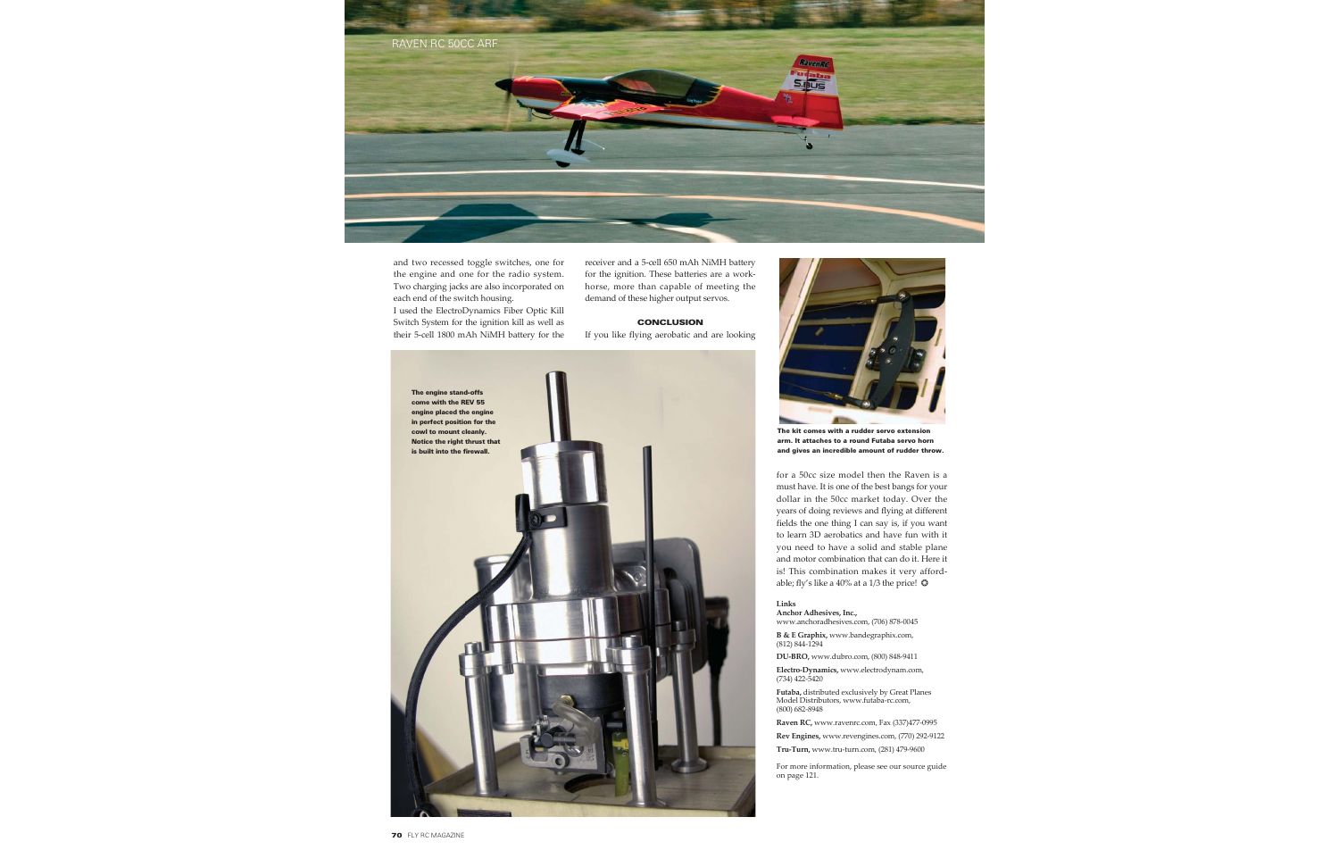and two recessed toggle switches, one for the engine and one for the radio system. Two charging jacks are also incorporated on each end of the switch housing.

I used the ElectroDynamics Fiber Optic Kill Switch System for the ignition kill as well as their 5-cell 1800 mAh NiMH battery for the receiver and a 5-cell 650 mAh NiMH battery for the ignition. These batteries are a workhorse, more than capable of meeting the demand of these higher output servos.

The engine stand-offs come with the REV 55 engine placed the engine in perfect position for the cowl to mount cleanly. Notice the right thrust that is built into the firewall.

## CONCLUSION

If you like flying aerobatic and are looking for a 50cc size model then the Raven is a must have. It is one of the best bangs for your dollar in the 50cc market today. Over the years of doing reviews and flying at different fields the one thing I can say is, if you want to learn 3D aerobatics and have fun with it you need to have a solid and stable plane and motor combination that can do it. Here it is! This combination makes it very affordable; fly's like a 40% at a 1/3 the price!

The kit comes with a rudder servo extension arm. It attaches to a round Futaba servo horn and gives an incredible amount of rudder throw.

**Links**

**Anchor Adhesives, Inc.,** www.anchoradhesives.com, (706) 878-0045

**B & E Graphix,** www.bandegraphix.com, (812) 844-1294

**DU-BRO,** www.dubro.com, (800) 848-9411

**Electro-Dynamics,** www.electrodynam.com, (734) 422-5420

**Futaba,** distributed exclusively by Great Planes Model Distributors, www.futaba-rc.com, (800) 682-8948

**Raven RC,** www.ravenrc.com, Fax (337)477-0995

**Rev Engines,** www.revengines.com, (770) 292-9122

**Tru-Turn,** www.tru-turn.com, (281) 479-9600

For more information, please see our source guide on page 121.